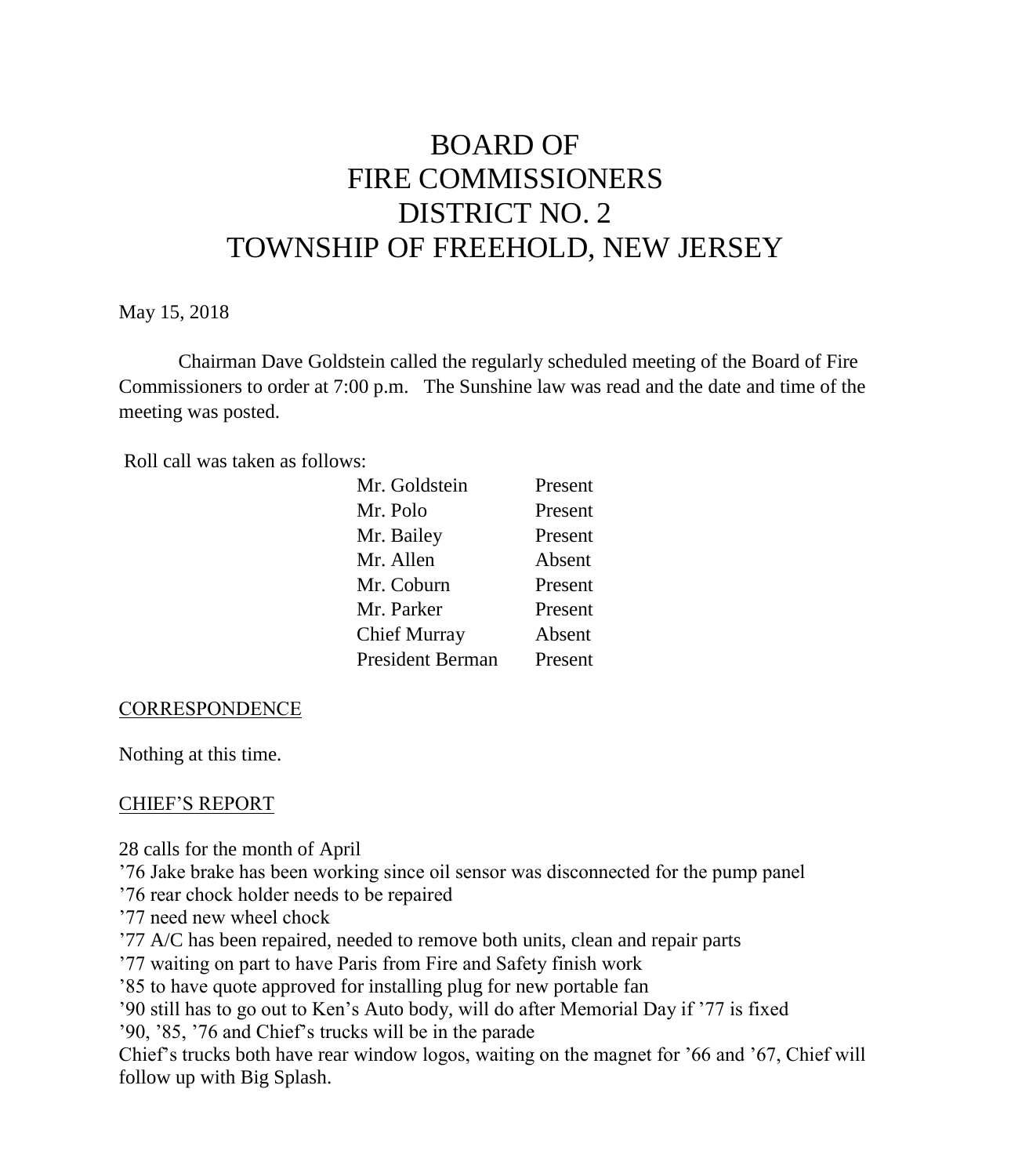# BOARD OF FIRE COMMISSIONERS DISTRICT NO. 2 TOWNSHIP OF FREEHOLD, NEW JERSEY

May 15, 2018

Chairman Dave Goldstein called the regularly scheduled meeting of the Board of Fire Commissioners to order at 7:00 p.m. The Sunshine law was read and the date and time of the meeting was posted.

Roll call was taken as follows:

| | |
|---|---|
| Mr. Goldstein | Present |
| Mr. Polo | Present |
| Mr. Bailey | Present |
| Mr. Allen | Absent |
| Mr. Coburn | Present |
| Mr. Parker | Present |
| Chief Murray | Absent |
| President Berman | Present |

## CORRESPONDENCE

Nothing at this time.

## CHIEF'S REPORT

28 calls for the month of April
'76 Jake brake has been working since oil sensor was disconnected for the pump panel
'76 rear chock holder needs to be repaired
'77 need new wheel chock
'77 A/C has been repaired, needed to remove both units, clean and repair parts
'77 waiting on part to have Paris from Fire and Safety finish work
'85 to have quote approved for installing plug for new portable fan
'90 still has to go out to Ken's Auto body, will do after Memorial Day if '77 is fixed
'90, '85, '76 and Chief's trucks will be in the parade
Chief's trucks both have rear window logos, waiting on the magnet for '66 and '67, Chief will follow up with Big Splash.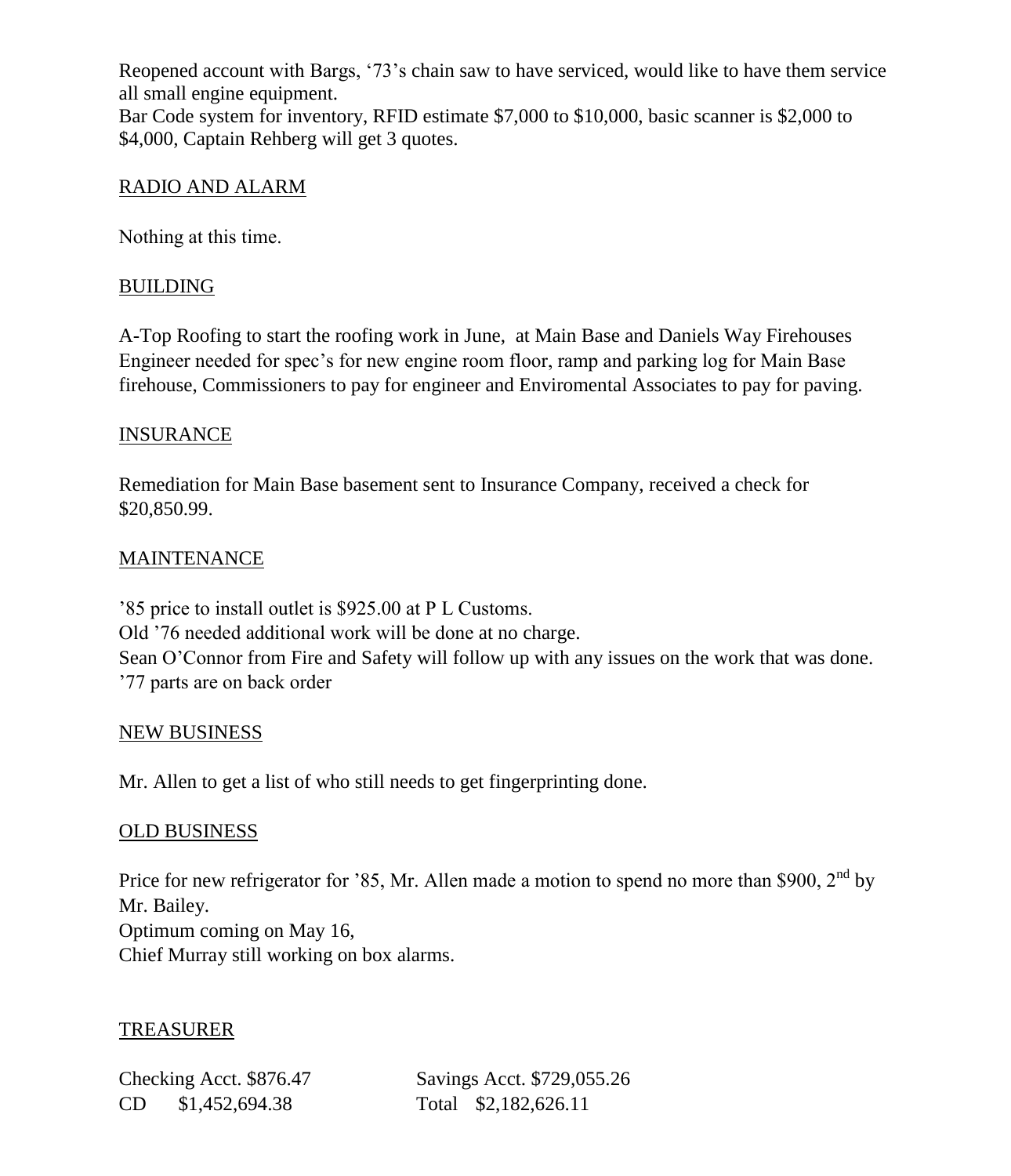Reopened account with Bargs, '73's chain saw to have serviced, would like to have them service all small engine equipment.
Bar Code system for inventory, RFID estimate $7,000 to $10,000, basic scanner is $2,000 to $4,000, Captain Rehberg will get 3 quotes.

## RADIO AND ALARM

Nothing at this time.

## BUILDING

A-Top Roofing to start the roofing work in June, at Main Base and Daniels Way Firehouses
Engineer needed for spec's for new engine room floor, ramp and parking log for Main Base firehouse, Commissioners to pay for engineer and Enviromental Associates to pay for paving.

## INSURANCE

Remediation for Main Base basement sent to Insurance Company, received a check for $20,850.99.

## MAINTENANCE

'85 price to install outlet is $925.00 at P L Customs.
Old '76 needed additional work will be done at no charge.
Sean O'Connor from Fire and Safety will follow up with any issues on the work that was done.
'77 parts are on back order

## NEW BUSINESS

Mr. Allen to get a list of who still needs to get fingerprinting done.

## OLD BUSINESS

Price for new refrigerator for '85, Mr. Allen made a motion to spend no more than $900, 2nd by Mr. Bailey.
Optimum coming on May 16,
Chief Murray still working on box alarms.

## TREASURER

Checking Acct. $876.47 Savings Acct. $729,055.26
CD $1,452,694.38 Total $2,182,626.11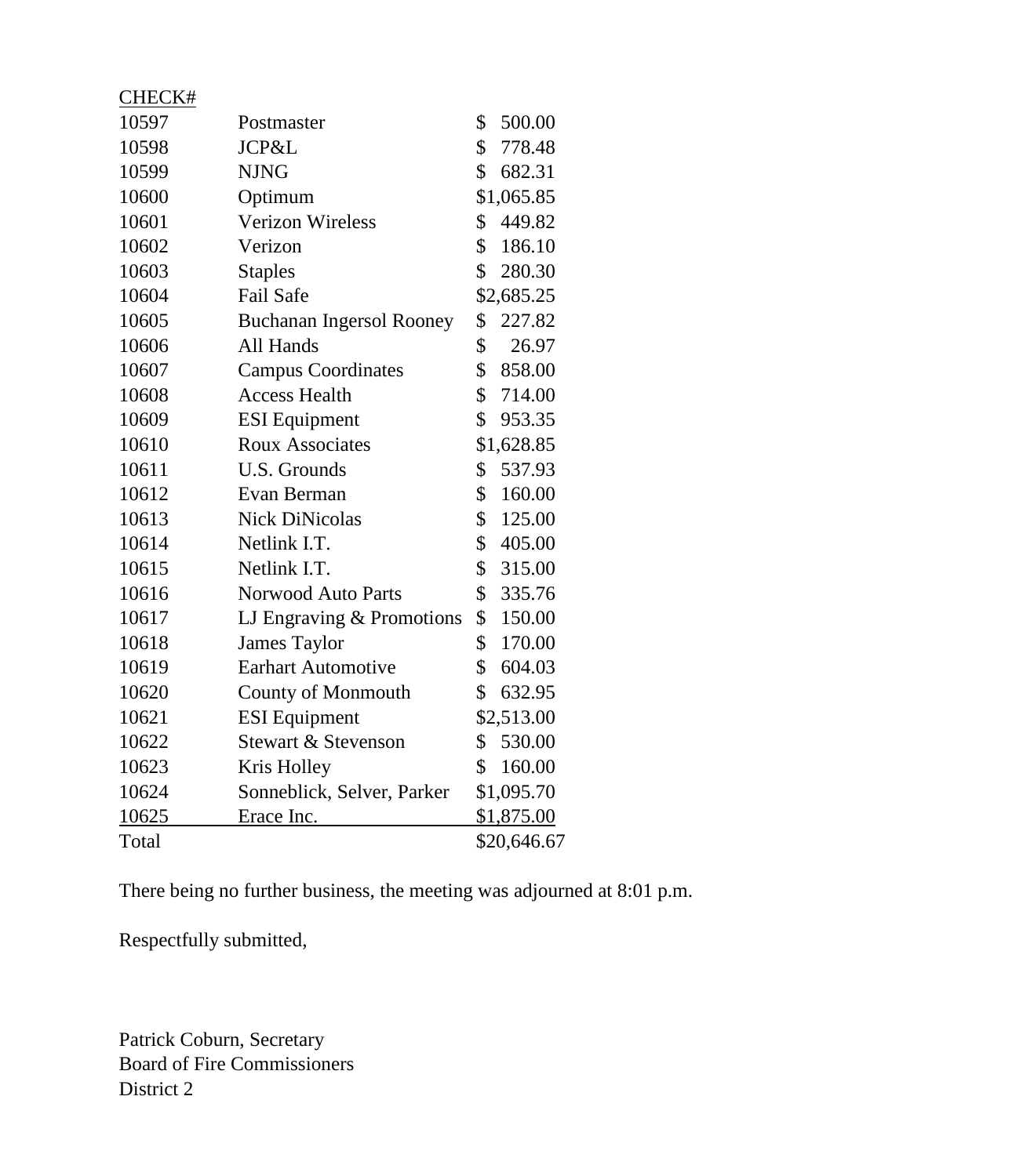| CHECK# | | |
|---|---|---|
| 10597 | Postmaster | $ 500.00 |
| 10598 | JCP&L | $ 778.48 |
| 10599 | NJNG | $ 682.31 |
| 10600 | Optimum | $1,065.85 |
| 10601 | Verizon Wireless | $ 449.82 |
| 10602 | Verizon | $ 186.10 |
| 10603 | Staples | $ 280.30 |
| 10604 | Fail Safe | $2,685.25 |
| 10605 | Buchanan Ingersol Rooney | $ 227.82 |
| 10606 | All Hands | $ 26.97 |
| 10607 | Campus Coordinates | $ 858.00 |
| 10608 | Access Health | $ 714.00 |
| 10609 | ESI Equipment | $ 953.35 |
| 10610 | Roux Associates | $1,628.85 |
| 10611 | U.S. Grounds | $ 537.93 |
| 10612 | Evan Berman | $ 160.00 |
| 10613 | Nick DiNicolas | $ 125.00 |
| 10614 | Netlink I.T. | $ 405.00 |
| 10615 | Netlink I.T. | $ 315.00 |
| 10616 | Norwood Auto Parts | $ 335.76 |
| 10617 | LJ Engraving & Promotions | $ 150.00 |
| 10618 | James Taylor | $ 170.00 |
| 10619 | Earhart Automotive | $ 604.03 |
| 10620 | County of Monmouth | $ 632.95 |
| 10621 | ESI Equipment | $2,513.00 |
| 10622 | Stewart & Stevenson | $ 530.00 |
| 10623 | Kris Holley | $ 160.00 |
| 10624 | Sonneblick, Selver, Parker | $1,095.70 |
| 10625 | Erace Inc. | $1,875.00 |
| Total | | $20,646.67 |

There being no further business, the meeting was adjourned at 8:01 p.m.

Respectfully submitted,

Patrick Coburn, Secretary
Board of Fire Commissioners
District 2